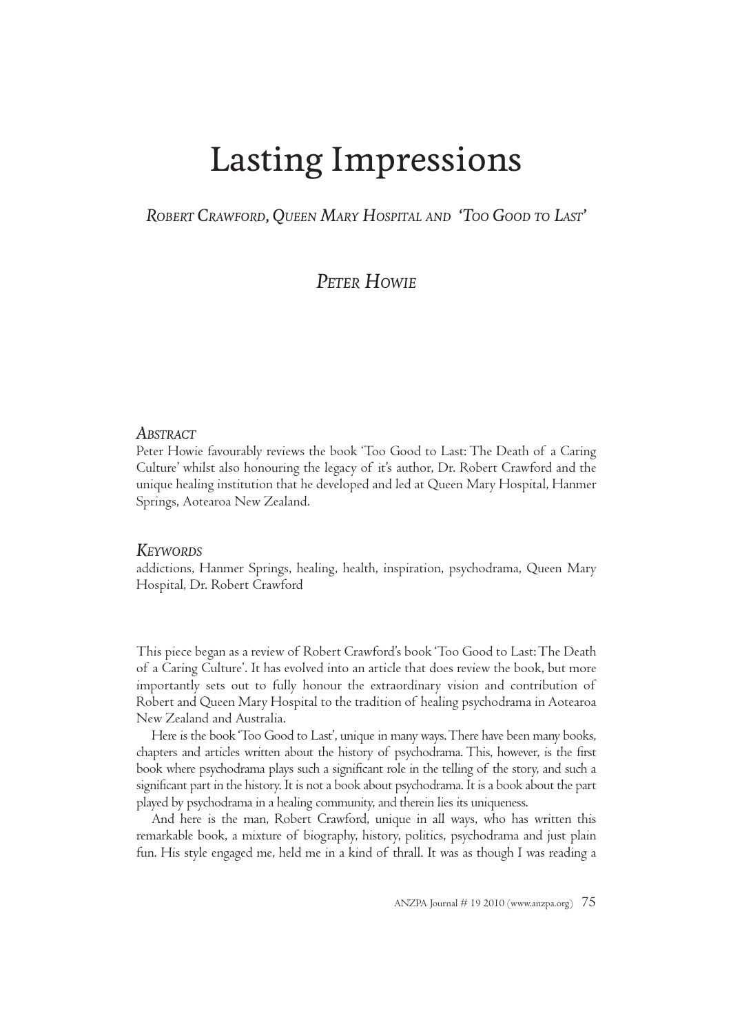# Lasting Impressions

## *Robert Crawford, Queen Mary Hospital and 'Too Good to Last'*

### *Peter Howie*

#### *Abstract*

Peter Howie favourably reviews the book 'Too Good to Last: The Death of a Caring Culture' whilst also honouring the legacy of it's author, Dr. Robert Crawford and the unique healing institution that he developed and led at Queen Mary Hospital, Hanmer Springs, Aotearoa New Zealand.

#### *Keywords*

addictions, Hanmer Springs, healing, health, inspiration, psychodrama, Queen Mary Hospital, Dr. Robert Crawford

This piece began as a review of Robert Crawford's book 'Too Good to Last: The Death of a Caring Culture'. It has evolved into an article that does review the book, but more importantly sets out to fully honour the extraordinary vision and contribution of Robert and Queen Mary Hospital to the tradition of healing psychodrama in Aotearoa New Zealand and Australia.

Here is the book 'Too Good to Last', unique in many ways. There have been many books, chapters and articles written about the history of psychodrama. This, however, is the first book where psychodrama plays such a significant role in the telling of the story, and such a significant part in the history. It is not a book about psychodrama. It is a book about the part played by psychodrama in a healing community, and therein lies its uniqueness.

And here is the man, Robert Crawford, unique in all ways, who has written this remarkable book, a mixture of biography, history, politics, psychodrama and just plain fun. His style engaged me, held me in a kind of thrall. It was as though I was reading a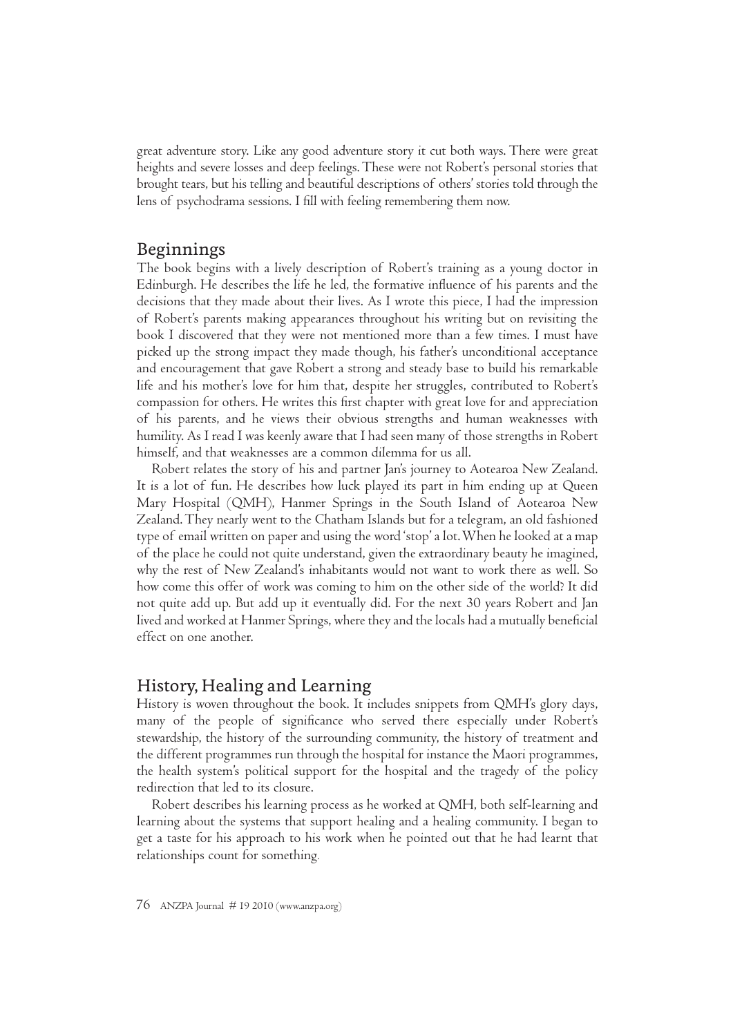great adventure story. Like any good adventure story it cut both ways. There were great heights and severe losses and deep feelings. These were not Robert's personal stories that brought tears, but his telling and beautiful descriptions of others' stories told through the lens of psychodrama sessions. I fill with feeling remembering them now.

## Beginnings

The book begins with a lively description of Robert's training as a young doctor in Edinburgh. He describes the life he led, the formative influence of his parents and the decisions that they made about their lives. As I wrote this piece, I had the impression of Robert's parents making appearances throughout his writing but on revisiting the book I discovered that they were not mentioned more than a few times. I must have picked up the strong impact they made though, his father's unconditional acceptance and encouragement that gave Robert a strong and steady base to build his remarkable life and his mother's love for him that, despite her struggles, contributed to Robert's compassion for others. He writes this first chapter with great love for and appreciation of his parents, and he views their obvious strengths and human weaknesses with humility. As I read I was keenly aware that I had seen many of those strengths in Robert himself, and that weaknesses are a common dilemma for us all.

Robert relates the story of his and partner Jan's journey to Aotearoa New Zealand. It is a lot of fun. He describes how luck played its part in him ending up at Queen Mary Hospital (QMH), Hanmer Springs in the South Island of Aotearoa New Zealand. They nearly went to the Chatham Islands but for a telegram, an old fashioned type of email written on paper and using the word 'stop' a lot. When he looked at a map of the place he could not quite understand, given the extraordinary beauty he imagined, why the rest of New Zealand's inhabitants would not want to work there as well. So how come this offer of work was coming to him on the other side of the world? It did not quite add up. But add up it eventually did. For the next 30 years Robert and Jan lived and worked at Hanmer Springs, where they and the locals had a mutually beneficial effect on one another.

## History, Healing and Learning

History is woven throughout the book. It includes snippets from QMH's glory days, many of the people of significance who served there especially under Robert's stewardship, the history of the surrounding community, the history of treatment and the different programmes run through the hospital for instance the Maori programmes, the health system's political support for the hospital and the tragedy of the policy redirection that led to its closure.

Robert describes his learning process as he worked at QMH, both self-learning and learning about the systems that support healing and a healing community. I began to get a taste for his approach to his work when he pointed out that he had learnt that relationships count for something.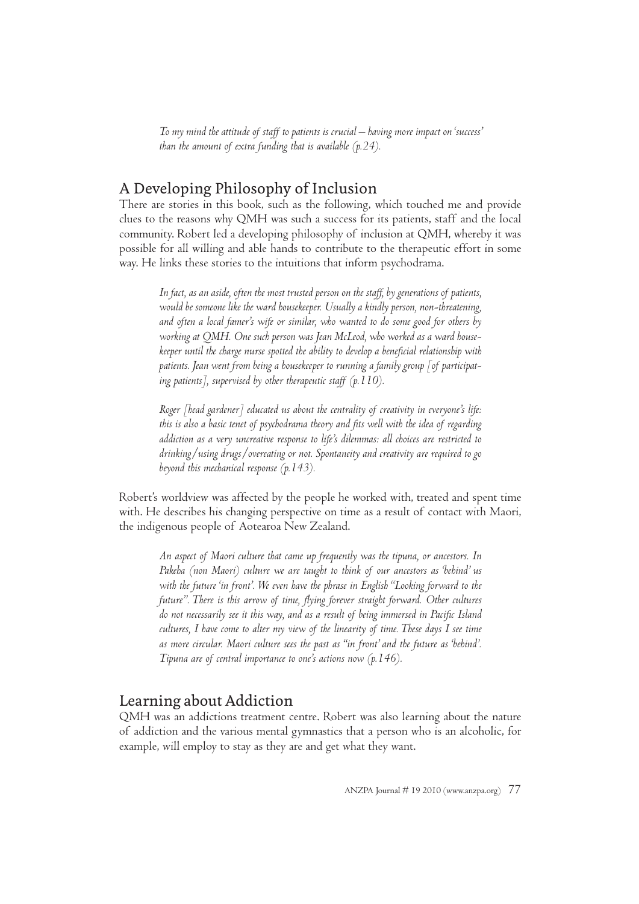> *To my mind the attitude of staff to patients is crucial – having more impact on 'success' than the amount of extra funding that is available (p.24).*

## A Developing Philosophy of Inclusion

There are stories in this book, such as the following, which touched me and provide clues to the reasons why QMH was such a success for its patients, staff and the local community. Robert led a developing philosophy of inclusion at QMH, whereby it was possible for all willing and able hands to contribute to the therapeutic effort in some way. He links these stories to the intuitions that inform psychodrama.

> *In fact, as an aside, often the most trusted person on the staff, by generations of patients, would be someone like the ward housekeeper. Usually a kindly person, non-threatening, and often a local famer's wife or similar, who wanted to do some good for others by working at QMH. One such person was Jean McLeod, who worked as a ward housekeeper until the charge nurse spotted the ability to develop a beneficial relationship with patients. Jean went from being a housekeeper to running a family group [of participating patients], supervised by other therapeutic staff (p.110).*

> *Roger [head gardener] educated us about the centrality of creativity in everyone's life: this is also a basic tenet of psychodrama theory and fits well with the idea of regarding addiction as a very uncreative response to life's dilemmas: all choices are restricted to drinking/using drugs/overeating or not. Spontaneity and creativity are required to go beyond this mechanical response (p.143).*

Robert's worldview was affected by the people he worked with, treated and spent time with. He describes his changing perspective on time as a result of contact with Maori, the indigenous people of Aotearoa New Zealand.

> *An aspect of Maori culture that came up frequently was the tipuna, or ancestors. In Pakeha (non Maori) culture we are taught to think of our ancestors as 'behind' us with the future 'in front'. We even have the phrase in English "Looking forward to the future". There is this arrow of time, flying forever straight forward. Other cultures do not necessarily see it this way, and as a result of being immersed in Pacific Island cultures, I have come to alter my view of the linearity of time. These days I see time as more circular. Maori culture sees the past as "in front' and the future as 'behind'. Tipuna are of central importance to one's actions now (p.146).*

## Learning about Addiction

QMH was an addictions treatment centre. Robert was also learning about the nature of addiction and the various mental gymnastics that a person who is an alcoholic, for example, will employ to stay as they are and get what they want.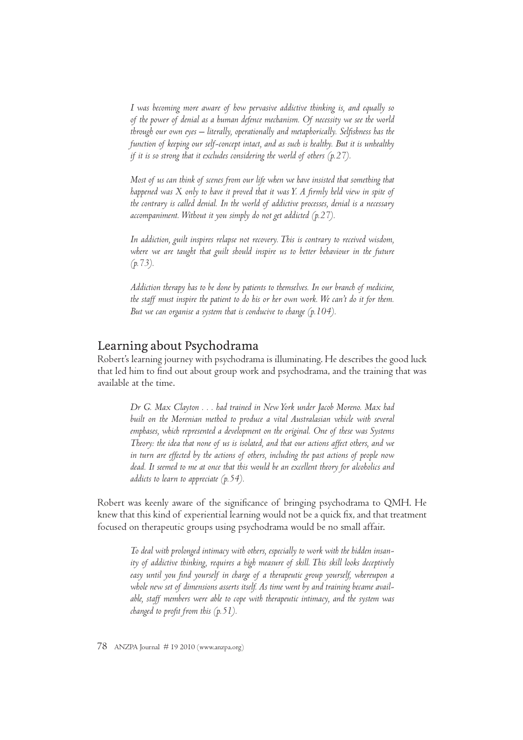*I was becoming more aware of how pervasive addictive thinking is, and equally so of the power of denial as a human defence mechanism. Of necessity we see the world through our own eyes – literally, operationally and metaphorically. Selfishness has the function of keeping our self-concept intact, and as such is healthy. But it is unhealthy if it is so strong that it excludes considering the world of others (p.27).*

*Most of us can think of scenes from our life when we have insisted that something that happened was X only to have it proved that it was Y. A firmly held view in spite of the contrary is called denial. In the world of addictive processes, denial is a necessary accompaniment. Without it you simply do not get addicted (p.27).*

*In addiction, guilt inspires relapse not recovery. This is contrary to received wisdom, where we are taught that guilt should inspire us to better behaviour in the future (p.73).*

*Addiction therapy has to be done by patients to themselves. In our branch of medicine, the staff must inspire the patient to do his or her own work. We can't do it for them. But we can organise a system that is conducive to change (p.104).*

## Learning about Psychodrama

Robert's learning journey with psychodrama is illuminating. He describes the good luck that led him to find out about group work and psychodrama, and the training that was available at the time.

*Dr G. Max Clayton . . . had trained in New York under Jacob Moreno. Max had built on the Morenian method to produce a vital Australasian vehicle with several emphases, which represented a development on the original. One of these was Systems Theory: the idea that none of us is isolated, and that our actions affect others, and we in turn are effected by the actions of others, including the past actions of people now dead. It seemed to me at once that this would be an excellent theory for alcoholics and addicts to learn to appreciate (p.54).*

Robert was keenly aware of the significance of bringing psychodrama to QMH. He knew that this kind of experiential learning would not be a quick fix, and that treatment focused on therapeutic groups using psychodrama would be no small affair.

*To deal with prolonged intimacy with others, especially to work with the hidden insanity of addictive thinking, requires a high measure of skill. This skill looks deceptively easy until you find yourself in charge of a therapeutic group yourself, whereupon a whole new set of dimensions asserts itself. As time went by and training became available, staff members were able to cope with therapeutic intimacy, and the system was changed to profit from this (p.51).*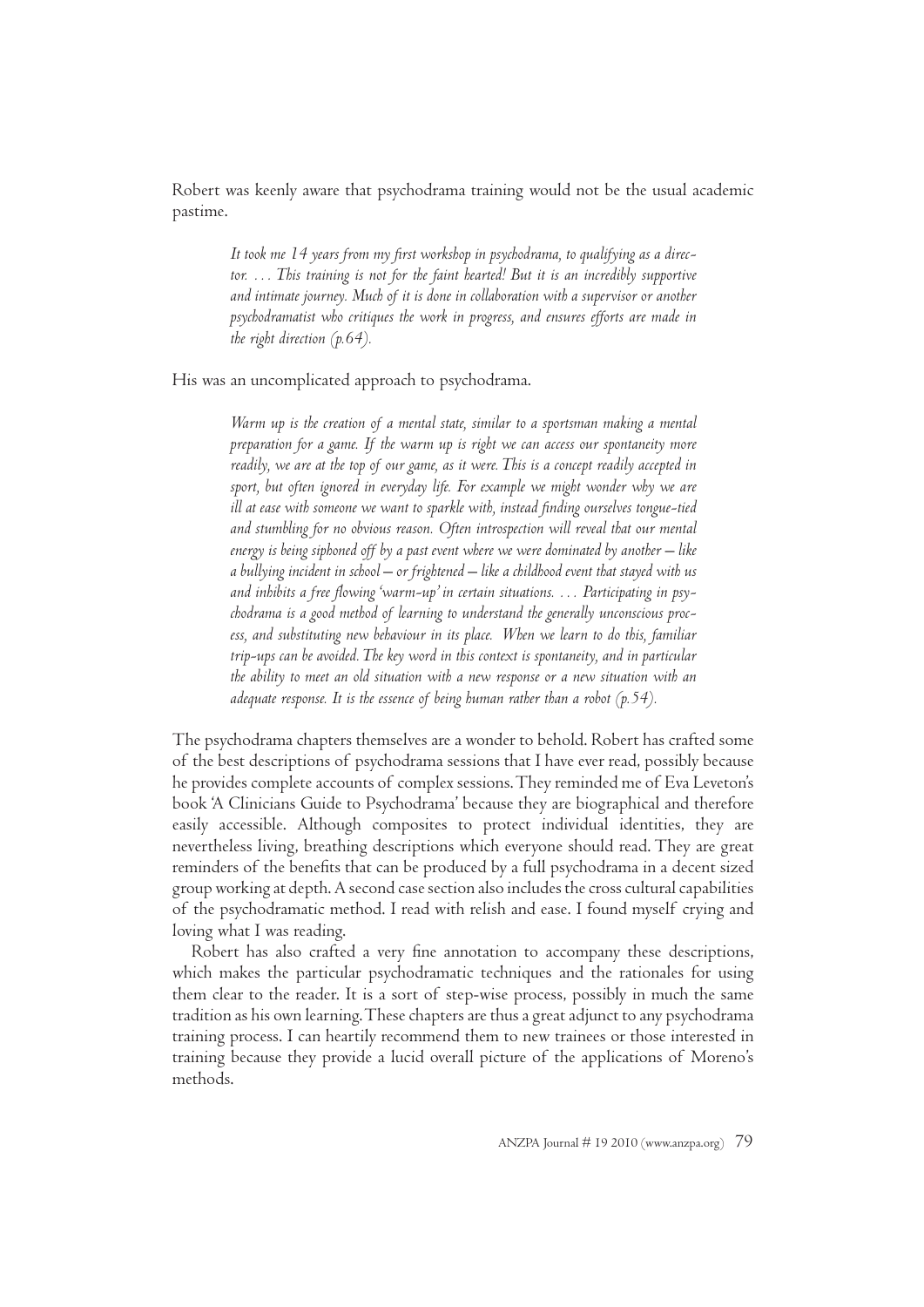Robert was keenly aware that psychodrama training would not be the usual academic pastime.

> *It took me 14 years from my first workshop in psychodrama, to qualifying as a director. … This training is not for the faint hearted! But it is an incredibly supportive and intimate journey. Much of it is done in collaboration with a supervisor or another psychodramatist who critiques the work in progress, and ensures efforts are made in the right direction (p.64).*

His was an uncomplicated approach to psychodrama.

> *Warm up is the creation of a mental state, similar to a sportsman making a mental preparation for a game. If the warm up is right we can access our spontaneity more readily, we are at the top of our game, as it were. This is a concept readily accepted in sport, but often ignored in everyday life. For example we might wonder why we are ill at ease with someone we want to sparkle with, instead finding ourselves tongue-tied and stumbling for no obvious reason. Often introspection will reveal that our mental energy is being siphoned off by a past event where we were dominated by another – like a bullying incident in school – or frightened – like a childhood event that stayed with us and inhibits a free flowing 'warm-up' in certain situations. … Participating in psychodrama is a good method of learning to understand the generally unconscious process, and substituting new behaviour in its place. When we learn to do this, familiar trip-ups can be avoided. The key word in this context is spontaneity, and in particular the ability to meet an old situation with a new response or a new situation with an adequate response. It is the essence of being human rather than a robot (p.54).*

The psychodrama chapters themselves are a wonder to behold. Robert has crafted some of the best descriptions of psychodrama sessions that I have ever read, possibly because he provides complete accounts of complex sessions. They reminded me of Eva Leveton's book 'A Clinicians Guide to Psychodrama' because they are biographical and therefore easily accessible. Although composites to protect individual identities, they are nevertheless living, breathing descriptions which everyone should read. They are great reminders of the benefits that can be produced by a full psychodrama in a decent sized group working at depth. A second case section also includes the cross cultural capabilities of the psychodramatic method. I read with relish and ease. I found myself crying and loving what I was reading.

Robert has also crafted a very fine annotation to accompany these descriptions, which makes the particular psychodramatic techniques and the rationales for using them clear to the reader. It is a sort of step-wise process, possibly in much the same tradition as his own learning. These chapters are thus a great adjunct to any psychodrama training process. I can heartily recommend them to new trainees or those interested in training because they provide a lucid overall picture of the applications of Moreno's methods.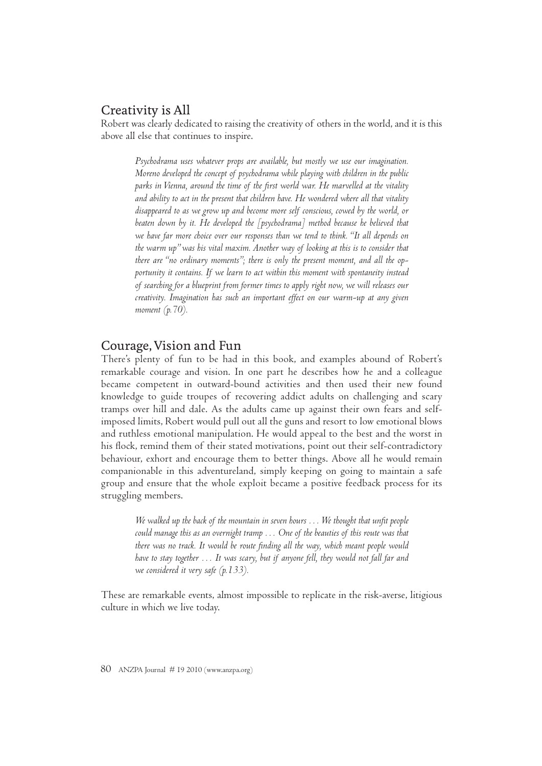## Creativity is All

Robert was clearly dedicated to raising the creativity of others in the world, and it is this above all else that continues to inspire.

> *Psychodrama uses whatever props are available, but mostly we use our imagination. Moreno developed the concept of psychodrama while playing with children in the public parks in Vienna, around the time of the first world war. He marvelled at the vitality and ability to act in the present that children have. He wondered where all that vitality disappeared to as we grow up and become more self conscious, cowed by the world, or beaten down by it. He developed the [psychodrama] method because he believed that we have far more choice over our responses than we tend to think. "It all depends on the warm up" was his vital maxim. Another way of looking at this is to consider that there are "no ordinary moments"; there is only the present moment, and all the opportunity it contains. If we learn to act within this moment with spontaneity instead of searching for a blueprint from former times to apply right now, we will releases our creativity. Imagination has such an important effect on our warm-up at any given moment (p.70).*

## Courage, Vision and Fun

There's plenty of fun to be had in this book, and examples abound of Robert's remarkable courage and vision. In one part he describes how he and a colleague became competent in outward-bound activities and then used their new found knowledge to guide troupes of recovering addict adults on challenging and scary tramps over hill and dale. As the adults came up against their own fears and self-imposed limits, Robert would pull out all the guns and resort to low emotional blows and ruthless emotional manipulation. He would appeal to the best and the worst in his flock, remind them of their stated motivations, point out their self-contradictory behaviour, exhort and encourage them to better things. Above all he would remain companionable in this adventureland, simply keeping on going to maintain a safe group and ensure that the whole exploit became a positive feedback process for its struggling members.

> *We walked up the back of the mountain in seven hours . . . We thought that unfit people could manage this as an overnight tramp . . . One of the beauties of this route was that there was no track. It would be route finding all the way, which meant people would have to stay together . . . It was scary, but if anyone fell, they would not fall far and we considered it very safe (p.133).*

These are remarkable events, almost impossible to replicate in the risk-averse, litigious culture in which we live today.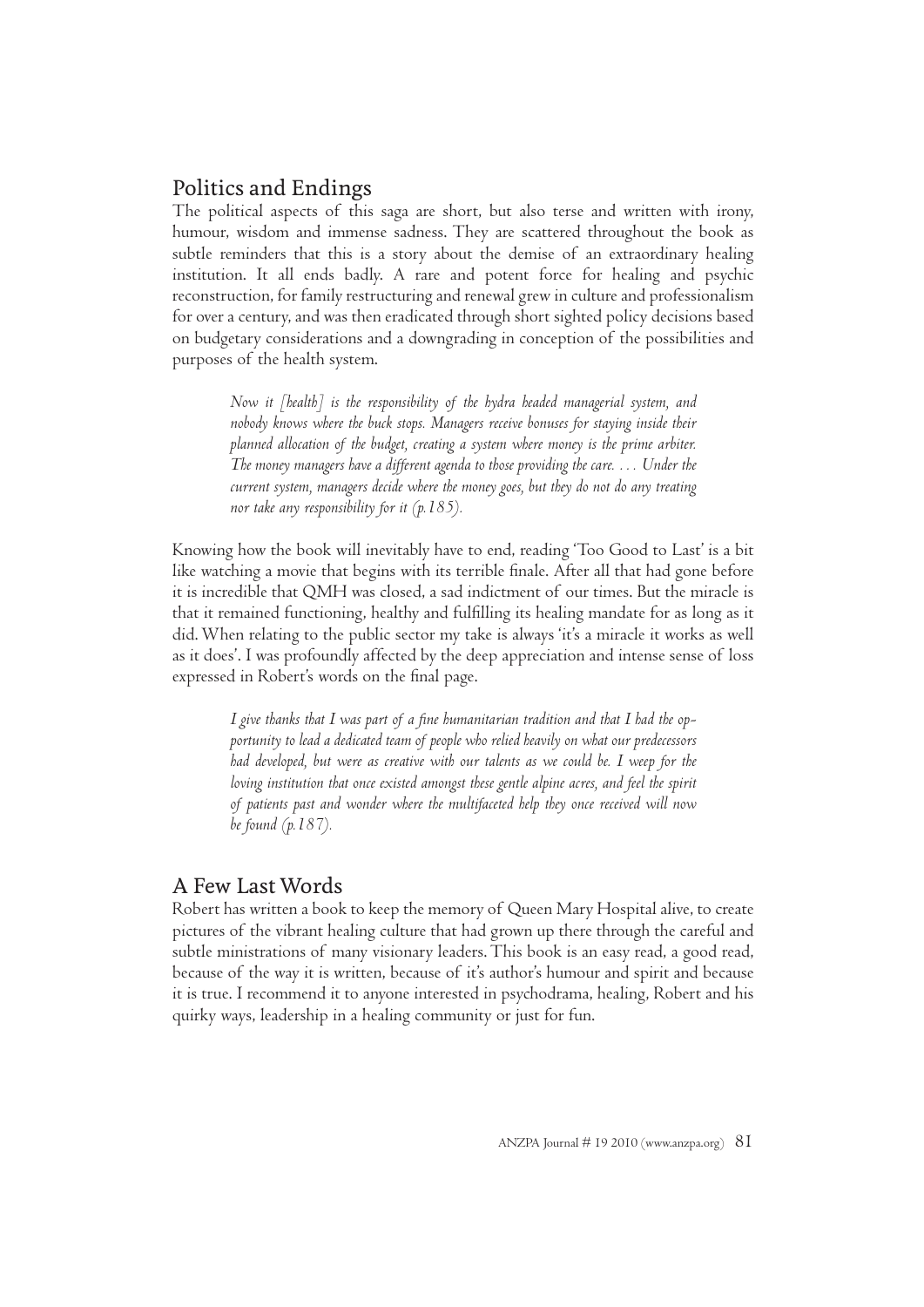## Politics and Endings

The political aspects of this saga are short, but also terse and written with irony, humour, wisdom and immense sadness. They are scattered throughout the book as subtle reminders that this is a story about the demise of an extraordinary healing institution. It all ends badly. A rare and potent force for healing and psychic reconstruction, for family restructuring and renewal grew in culture and professionalism for over a century, and was then eradicated through short sighted policy decisions based on budgetary considerations and a downgrading in conception of the possibilities and purposes of the health system.

> *Now it [health] is the responsibility of the hydra headed managerial system, and nobody knows where the buck stops. Managers receive bonuses for staying inside their planned allocation of the budget, creating a system where money is the prime arbiter. The money managers have a different agenda to those providing the care. … Under the current system, managers decide where the money goes, but they do not do any treating nor take any responsibility for it (p.185).*

Knowing how the book will inevitably have to end, reading 'Too Good to Last' is a bit like watching a movie that begins with its terrible finale. After all that had gone before it is incredible that QMH was closed, a sad indictment of our times. But the miracle is that it remained functioning, healthy and fulfilling its healing mandate for as long as it did. When relating to the public sector my take is always 'it's a miracle it works as well as it does'. I was profoundly affected by the deep appreciation and intense sense of loss expressed in Robert's words on the final page.

> *I give thanks that I was part of a fine humanitarian tradition and that I had the opportunity to lead a dedicated team of people who relied heavily on what our predecessors had developed, but were as creative with our talents as we could be. I weep for the loving institution that once existed amongst these gentle alpine acres, and feel the spirit of patients past and wonder where the multifaceted help they once received will now be found (p.187).*

## A Few Last Words

Robert has written a book to keep the memory of Queen Mary Hospital alive, to create pictures of the vibrant healing culture that had grown up there through the careful and subtle ministrations of many visionary leaders. This book is an easy read, a good read, because of the way it is written, because of it's author's humour and spirit and because it is true. I recommend it to anyone interested in psychodrama, healing, Robert and his quirky ways, leadership in a healing community or just for fun.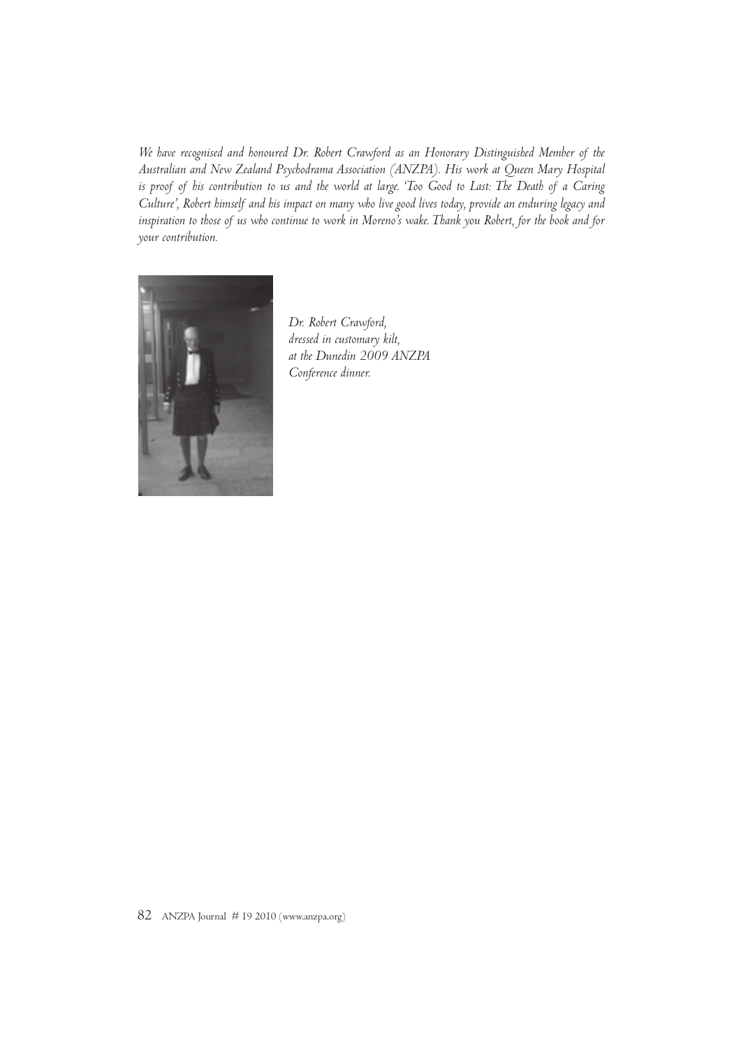*We have recognised and honoured Dr. Robert Crawford as an Honorary Distinguished Member of the Australian and New Zealand Psychodrama Association (ANZPA). His work at Queen Mary Hospital is proof of his contribution to us and the world at large. 'Too Good to Last: The Death of a Caring Culture', Robert himself and his impact on many who live good lives today, provide an enduring legacy and inspiration to those of us who continue to work in Moreno's wake. Thank you Robert, for the book and for your contribution.*

*Dr. Robert Crawford, dressed in customary kilt, at the Dunedin 2009 ANZPA Conference dinner.*